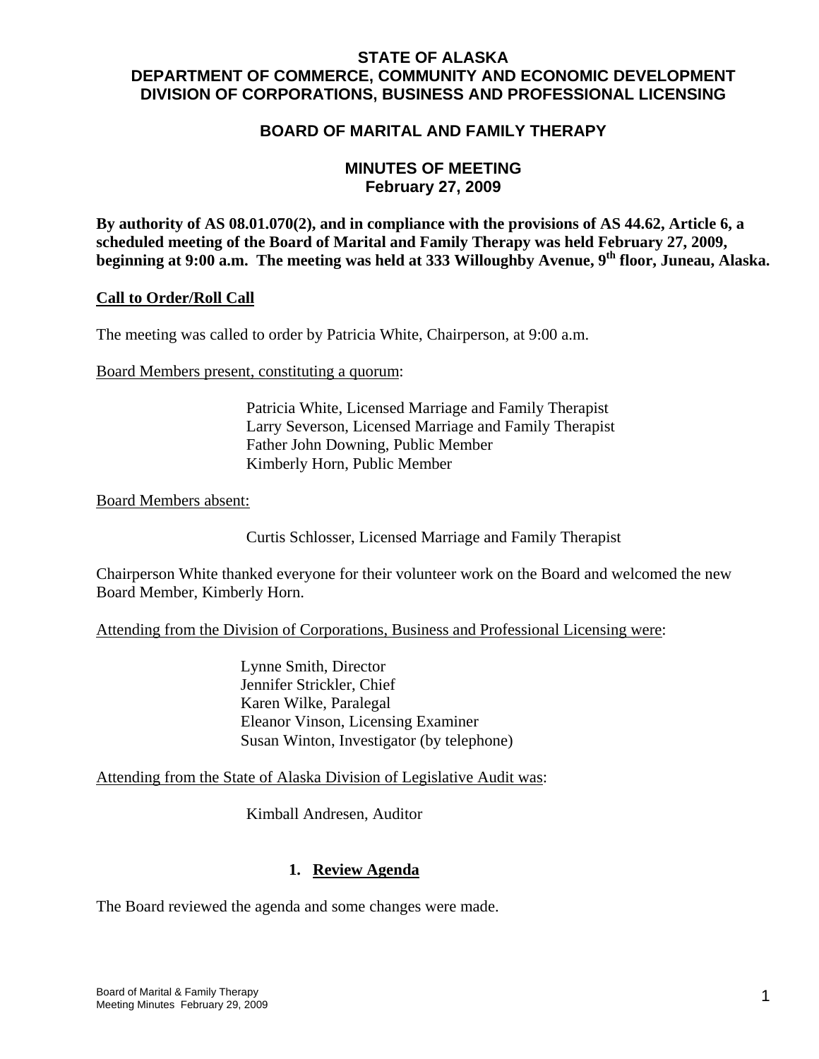# STATE OF ALASKA
# DEPARTMENT OF COMMERCE, COMMUNITY AND ECONOMIC DEVELOPMENT
# DIVISION OF CORPORATIONS, BUSINESS AND PROFESSIONAL LICENSING

## BOARD OF MARITAL AND FAMILY THERAPY

## MINUTES OF MEETING
## February 27, 2009

**By authority of AS 08.01.070(2), and in compliance with the provisions of AS 44.62, Article 6, a scheduled meeting of the Board of Marital and Family Therapy was held February 27, 2009, beginning at 9:00 a.m. The meeting was held at 333 Willoughby Avenue, 9th floor, Juneau, Alaska.**

**Call to Order/Roll Call**

The meeting was called to order by Patricia White, Chairperson, at 9:00 a.m.

Board Members present, constituting a quorum:

Patricia White, Licensed Marriage and Family Therapist
Larry Severson, Licensed Marriage and Family Therapist
Father John Downing, Public Member
Kimberly Horn, Public Member

Board Members absent:

Curtis Schlosser, Licensed Marriage and Family Therapist

Chairperson White thanked everyone for their volunteer work on the Board and welcomed the new Board Member, Kimberly Horn.

Attending from the Division of Corporations, Business and Professional Licensing were:

Lynne Smith, Director
Jennifer Strickler, Chief
Karen Wilke, Paralegal
Eleanor Vinson, Licensing Examiner
Susan Winton, Investigator (by telephone)

Attending from the State of Alaska Division of Legislative Audit was:

Kimball Andresen, Auditor

### 1. Review Agenda

The Board reviewed the agenda and some changes were made.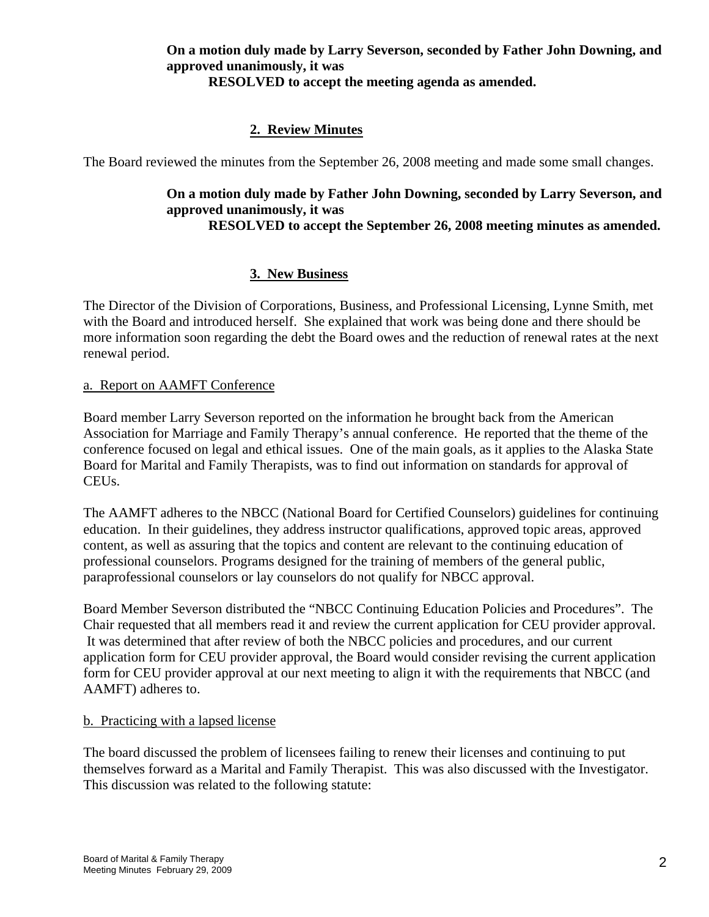**On a motion duly made by Larry Severson, seconded by Father John Downing, and approved unanimously, it was**

**RESOLVED to accept the meeting agenda as amended.**

## 2. Review Minutes

The Board reviewed the minutes from the September 26, 2008 meeting and made some small changes.

**On a motion duly made by Father John Downing, seconded by Larry Severson, and approved unanimously, it was**

**RESOLVED to accept the September 26, 2008 meeting minutes as amended.**

## 3. New Business

The Director of the Division of Corporations, Business, and Professional Licensing, Lynne Smith, met with the Board and introduced herself. She explained that work was being done and there should be more information soon regarding the debt the Board owes and the reduction of renewal rates at the next renewal period.

### a. Report on AAMFT Conference

Board member Larry Severson reported on the information he brought back from the American Association for Marriage and Family Therapy's annual conference. He reported that the theme of the conference focused on legal and ethical issues. One of the main goals, as it applies to the Alaska State Board for Marital and Family Therapists, was to find out information on standards for approval of CEUs.

The AAMFT adheres to the NBCC (National Board for Certified Counselors) guidelines for continuing education. In their guidelines, they address instructor qualifications, approved topic areas, approved content, as well as assuring that the topics and content are relevant to the continuing education of professional counselors. Programs designed for the training of members of the general public, paraprofessional counselors or lay counselors do not qualify for NBCC approval.

Board Member Severson distributed the "NBCC Continuing Education Policies and Procedures". The Chair requested that all members read it and review the current application for CEU provider approval. It was determined that after review of both the NBCC policies and procedures, and our current application form for CEU provider approval, the Board would consider revising the current application form for CEU provider approval at our next meeting to align it with the requirements that NBCC (and AAMFT) adheres to.

### b. Practicing with a lapsed license

The board discussed the problem of licensees failing to renew their licenses and continuing to put themselves forward as a Marital and Family Therapist. This was also discussed with the Investigator. This discussion was related to the following statute: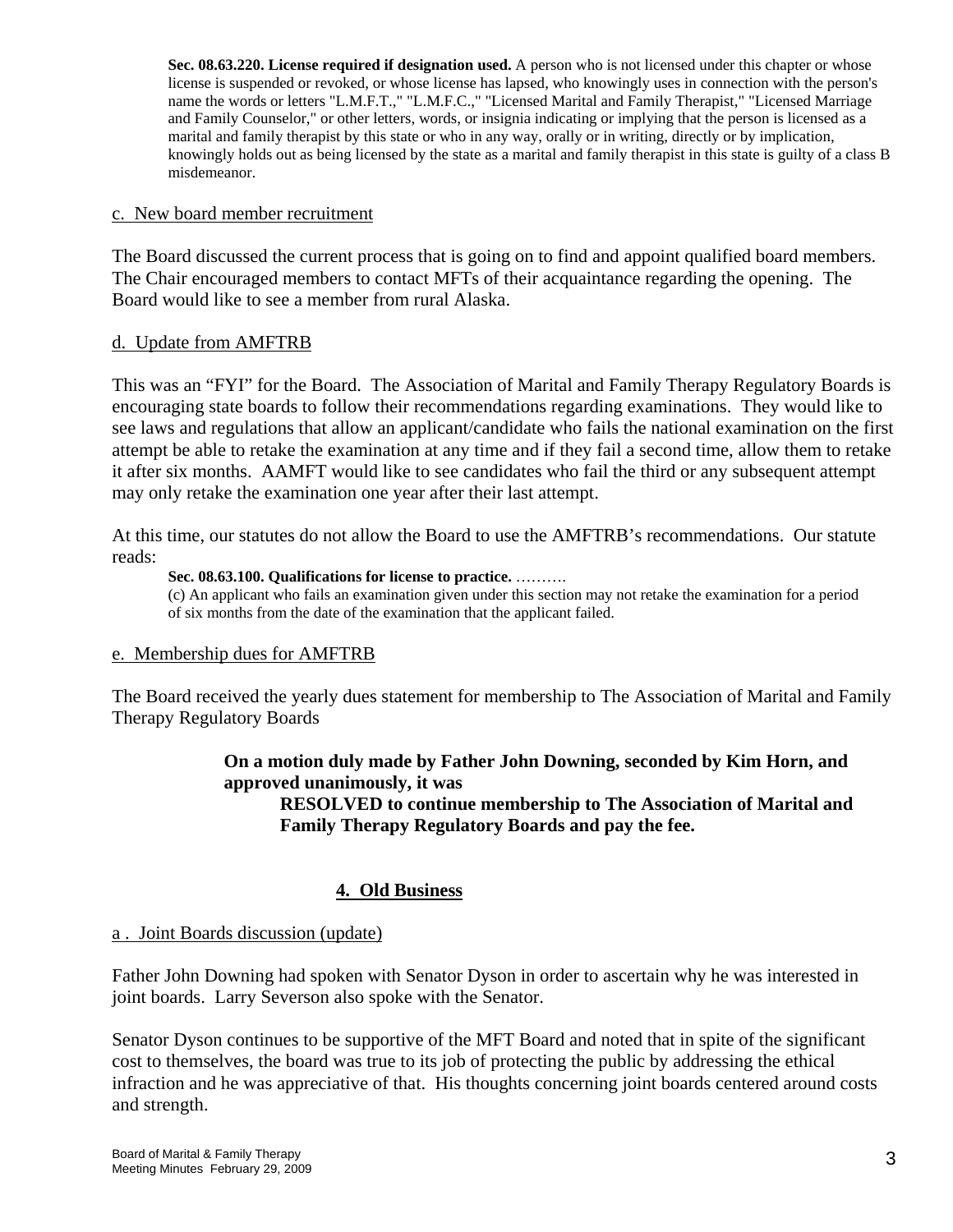**Sec. 08.63.220. License required if designation used.** A person who is not licensed under this chapter or whose license is suspended or revoked, or whose license has lapsed, who knowingly uses in connection with the person's name the words or letters "L.M.F.T.," "L.M.F.C.," "Licensed Marital and Family Therapist," "Licensed Marriage and Family Counselor," or other letters, words, or insignia indicating or implying that the person is licensed as a marital and family therapist by this state or who in any way, orally or in writing, directly or by implication, knowingly holds out as being licensed by the state as a marital and family therapist in this state is guilty of a class B misdemeanor.

c. New board member recruitment

The Board discussed the current process that is going on to find and appoint qualified board members. The Chair encouraged members to contact MFTs of their acquaintance regarding the opening. The Board would like to see a member from rural Alaska.

d. Update from AMFTRB

This was an "FYI" for the Board. The Association of Marital and Family Therapy Regulatory Boards is encouraging state boards to follow their recommendations regarding examinations. They would like to see laws and regulations that allow an applicant/candidate who fails the national examination on the first attempt be able to retake the examination at any time and if they fail a second time, allow them to retake it after six months. AAMFT would like to see candidates who fail the third or any subsequent attempt may only retake the examination one year after their last attempt.

At this time, our statutes do not allow the Board to use the AMFTRB's recommendations. Our statute reads:

**Sec. 08.63.100. Qualifications for license to practice.** ……….
(c) An applicant who fails an examination given under this section may not retake the examination for a period of six months from the date of the examination that the applicant failed.

e. Membership dues for AMFTRB

The Board received the yearly dues statement for membership to The Association of Marital and Family Therapy Regulatory Boards

**On a motion duly made by Father John Downing, seconded by Kim Horn, and approved unanimously, it was**
**RESOLVED to continue membership to The Association of Marital and Family Therapy Regulatory Boards and pay the fee.**

## 4. Old Business

a . Joint Boards discussion (update)

Father John Downing had spoken with Senator Dyson in order to ascertain why he was interested in joint boards. Larry Severson also spoke with the Senator.

Senator Dyson continues to be supportive of the MFT Board and noted that in spite of the significant cost to themselves, the board was true to its job of protecting the public by addressing the ethical infraction and he was appreciative of that. His thoughts concerning joint boards centered around costs and strength.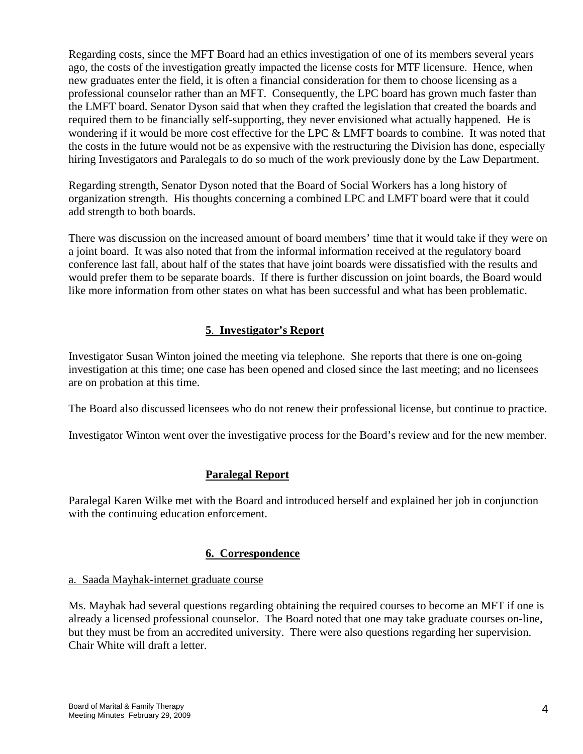Regarding costs, since the MFT Board had an ethics investigation of one of its members several years ago, the costs of the investigation greatly impacted the license costs for MTF licensure. Hence, when new graduates enter the field, it is often a financial consideration for them to choose licensing as a professional counselor rather than an MFT. Consequently, the LPC board has grown much faster than the LMFT board. Senator Dyson said that when they crafted the legislation that created the boards and required them to be financially self-supporting, they never envisioned what actually happened. He is wondering if it would be more cost effective for the LPC & LMFT boards to combine. It was noted that the costs in the future would not be as expensive with the restructuring the Division has done, especially hiring Investigators and Paralegals to do so much of the work previously done by the Law Department.

Regarding strength, Senator Dyson noted that the Board of Social Workers has a long history of organization strength. His thoughts concerning a combined LPC and LMFT board were that it could add strength to both boards.

There was discussion on the increased amount of board members' time that it would take if they were on a joint board. It was also noted that from the informal information received at the regulatory board conference last fall, about half of the states that have joint boards were dissatisfied with the results and would prefer them to be separate boards. If there is further discussion on joint boards, the Board would like more information from other states on what has been successful and what has been problematic.

## 5. Investigator's Report

Investigator Susan Winton joined the meeting via telephone. She reports that there is one on-going investigation at this time; one case has been opened and closed since the last meeting; and no licensees are on probation at this time.

The Board also discussed licensees who do not renew their professional license, but continue to practice.

Investigator Winton went over the investigative process for the Board's review and for the new member.

## Paralegal Report

Paralegal Karen Wilke met with the Board and introduced herself and explained her job in conjunction with the continuing education enforcement.

## 6. Correspondence

a. Saada Mayhak-internet graduate course

Ms. Mayhak had several questions regarding obtaining the required courses to become an MFT if one is already a licensed professional counselor. The Board noted that one may take graduate courses on-line, but they must be from an accredited university. There were also questions regarding her supervision. Chair White will draft a letter.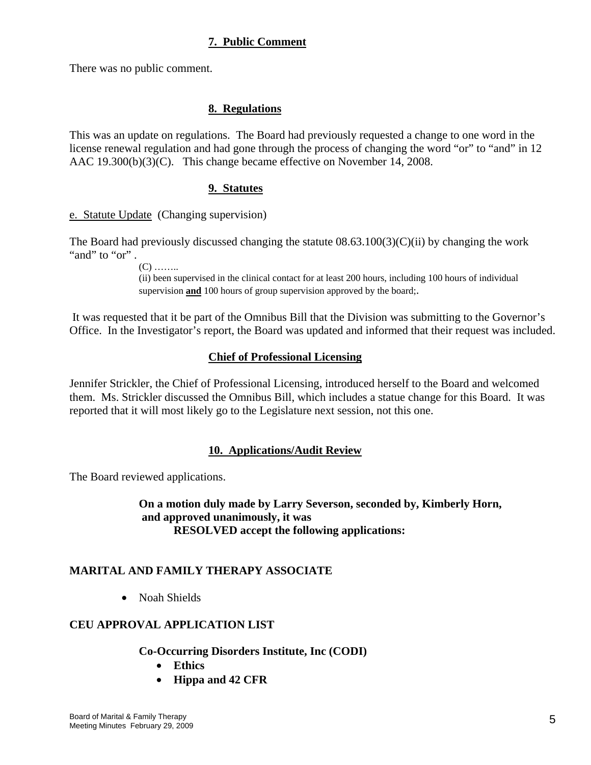## 7. Public Comment

There was no public comment.

## 8. Regulations

This was an update on regulations. The Board had previously requested a change to one word in the license renewal regulation and had gone through the process of changing the word "or" to "and" in 12 AAC 19.300(b)(3)(C). This change became effective on November 14, 2008.

## 9. Statutes

e. Statute Update (Changing supervision)

The Board had previously discussed changing the statute 08.63.100(3)(C)(ii) by changing the work "and" to "or" .

> (C) ……..
> (ii) been supervised in the clinical contact for at least 200 hours, including 100 hours of individual supervision **and** 100 hours of group supervision approved by the board;.

It was requested that it be part of the Omnibus Bill that the Division was submitting to the Governor's Office. In the Investigator's report, the Board was updated and informed that their request was included.

## Chief of Professional Licensing

Jennifer Strickler, the Chief of Professional Licensing, introduced herself to the Board and welcomed them. Ms. Strickler discussed the Omnibus Bill, which includes a statue change for this Board. It was reported that it will most likely go to the Legislature next session, not this one.

## 10. Applications/Audit Review

The Board reviewed applications.

**On a motion duly made by Larry Severson, seconded by, Kimberly Horn, and approved unanimously, it was**
**RESOLVED accept the following applications:**

**MARITAL AND FAMILY THERAPY ASSOCIATE**

- Noah Shields

**CEU APPROVAL APPLICATION LIST**

**Co-Occurring Disorders Institute, Inc (CODI)**

- **Ethics**
- **Hippa and 42 CFR**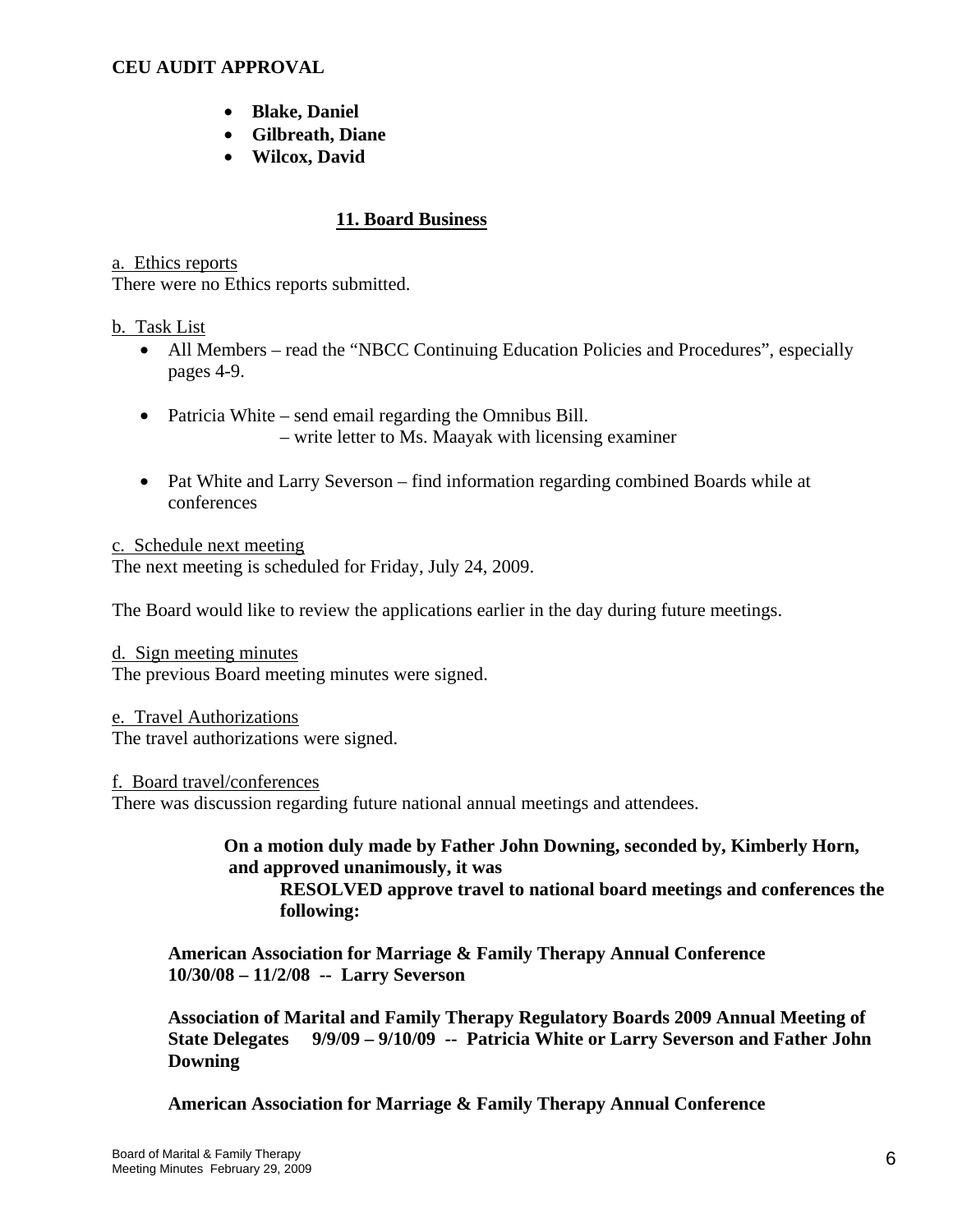**CEU AUDIT APPROVAL**

- **Blake, Daniel**
- **Gilbreath, Diane**
- **Wilcox, David**

## 11. Board Business

a. Ethics reports
There were no Ethics reports submitted.

b. Task List

- All Members – read the "NBCC Continuing Education Policies and Procedures", especially pages 4-9.
- Patricia White – send email regarding the Omnibus Bill.
  – write letter to Ms. Maayak with licensing examiner
- Pat White and Larry Severson – find information regarding combined Boards while at conferences

c. Schedule next meeting
The next meeting is scheduled for Friday, July 24, 2009.

The Board would like to review the applications earlier in the day during future meetings.

d. Sign meeting minutes
The previous Board meeting minutes were signed.

e. Travel Authorizations
The travel authorizations were signed.

f. Board travel/conferences
There was discussion regarding future national annual meetings and attendees.

**On a motion duly made by Father John Downing, seconded by, Kimberly Horn, and approved unanimously, it was**
**RESOLVED approve travel to national board meetings and conferences the following:**

**American Association for Marriage & Family Therapy Annual Conference 10/30/08 – 11/2/08 -- Larry Severson**

**Association of Marital and Family Therapy Regulatory Boards 2009 Annual Meeting of State Delegates 9/9/09 – 9/10/09 -- Patricia White or Larry Severson and Father John Downing**

**American Association for Marriage & Family Therapy Annual Conference**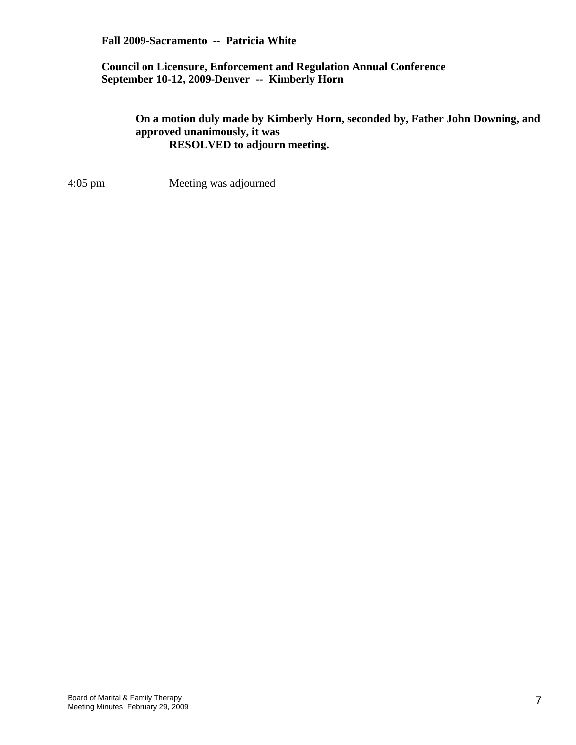**Fall 2009-Sacramento -- Patricia White**

**Council on Licensure, Enforcement and Regulation Annual Conference**
**September 10-12, 2009-Denver -- Kimberly Horn**

**On a motion duly made by Kimberly Horn, seconded by, Father John Downing, and approved unanimously, it was**
**RESOLVED to adjourn meeting.**

4:05 pm Meeting was adjourned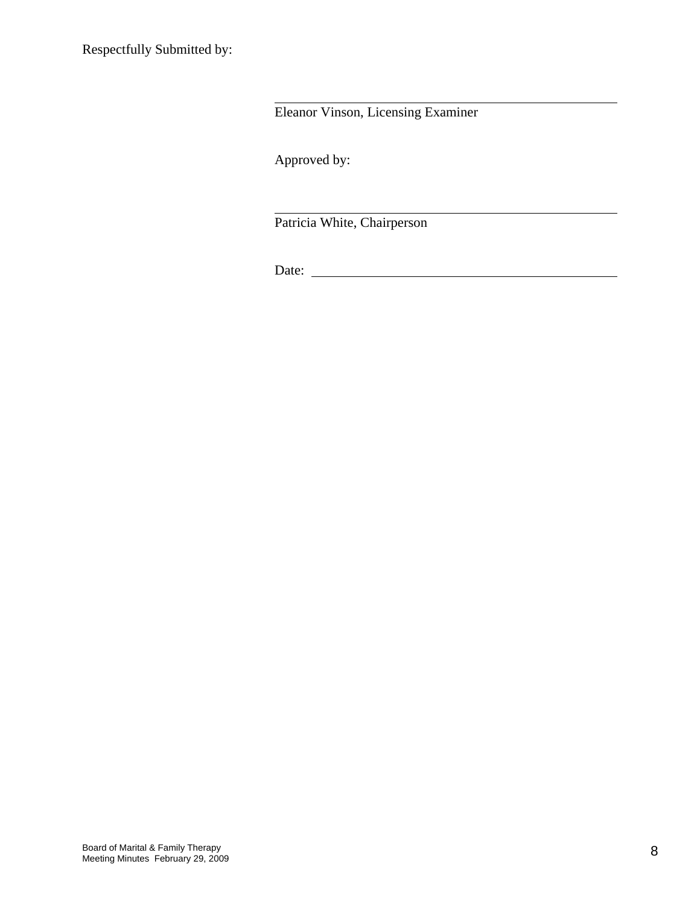Respectfully Submitted by:

\_\_\_\_\_\_\_\_\_\_\_\_\_\_\_\_\_\_\_\_\_\_\_\_\_\_\_\_\_\_\_\_\_\_\_\_\_\_\_\_\_\_\_\_

Eleanor Vinson, Licensing Examiner

Approved by:

\_\_\_\_\_\_\_\_\_\_\_\_\_\_\_\_\_\_\_\_\_\_\_\_\_\_\_\_\_\_\_\_\_\_\_\_\_\_\_\_\_\_\_\_

Patricia White, Chairperson

Date: \_\_\_\_\_\_\_\_\_\_\_\_\_\_\_\_\_\_\_\_\_\_\_\_\_\_\_\_\_\_\_\_\_\_\_\_\_\_\_\_